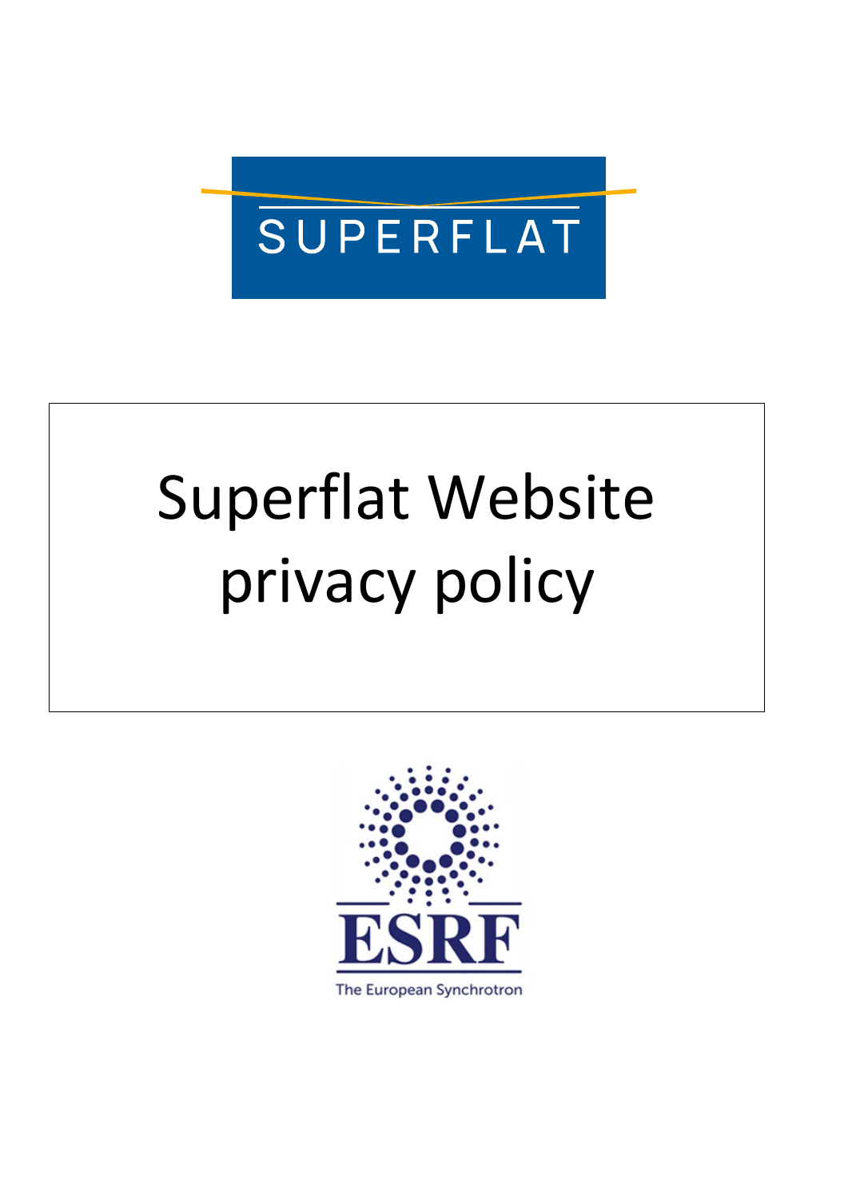SUPERFLAT

# Superflat Website privacy policy

ESRF

The European Synchrotron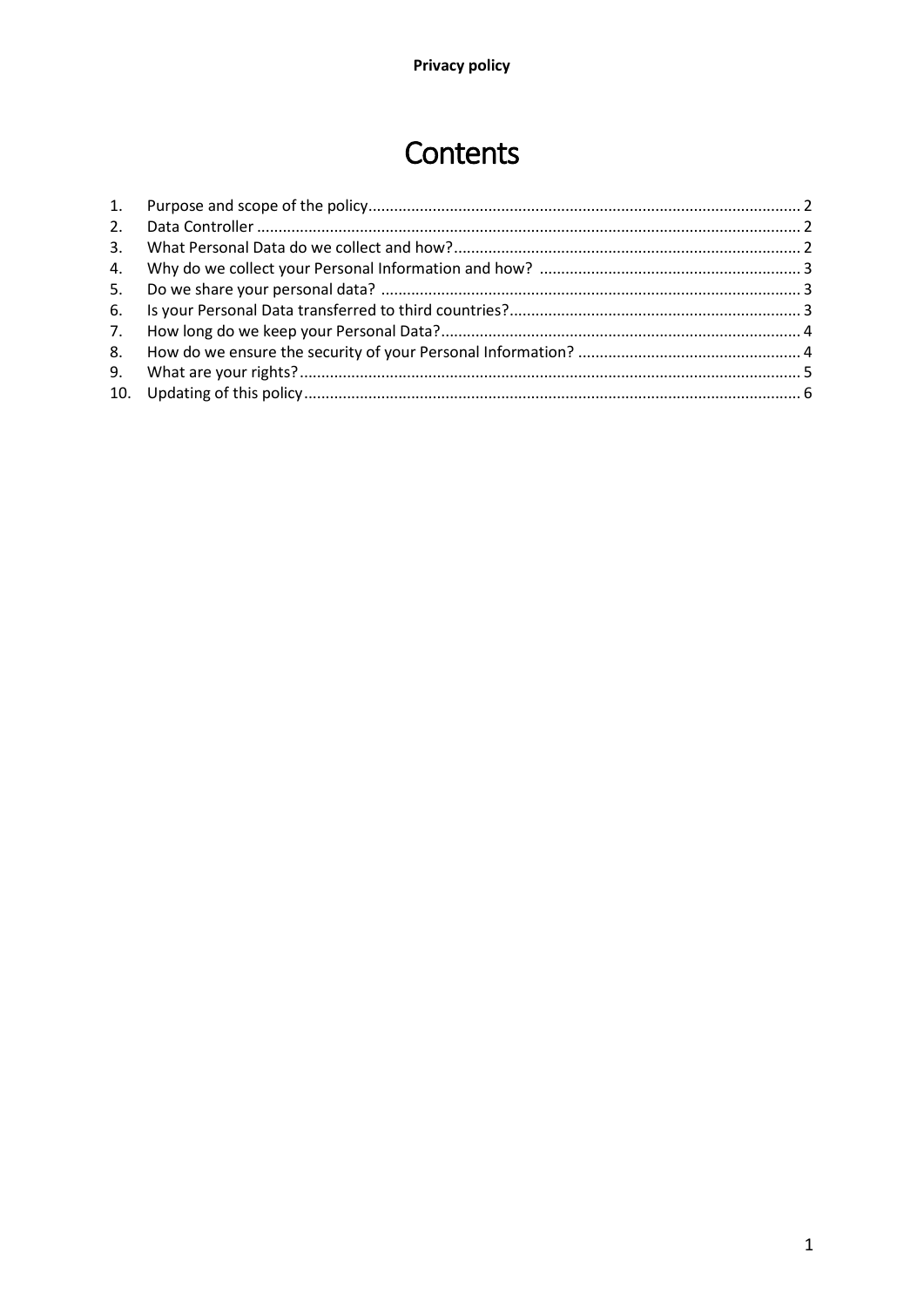# Contents

1. Purpose and scope of the policy ..... 2
2. Data Controller ..... 2
3. What Personal Data do we collect and how? ..... 2
4. Why do we collect your Personal Information and how? ..... 3
5. Do we share your personal data? ..... 3
6. Is your Personal Data transferred to third countries? ..... 3
7. How long do we keep your Personal Data? ..... 4
8. How do we ensure the security of your Personal Information? ..... 4
9. What are your rights? ..... 5
10. Updating of this policy ..... 6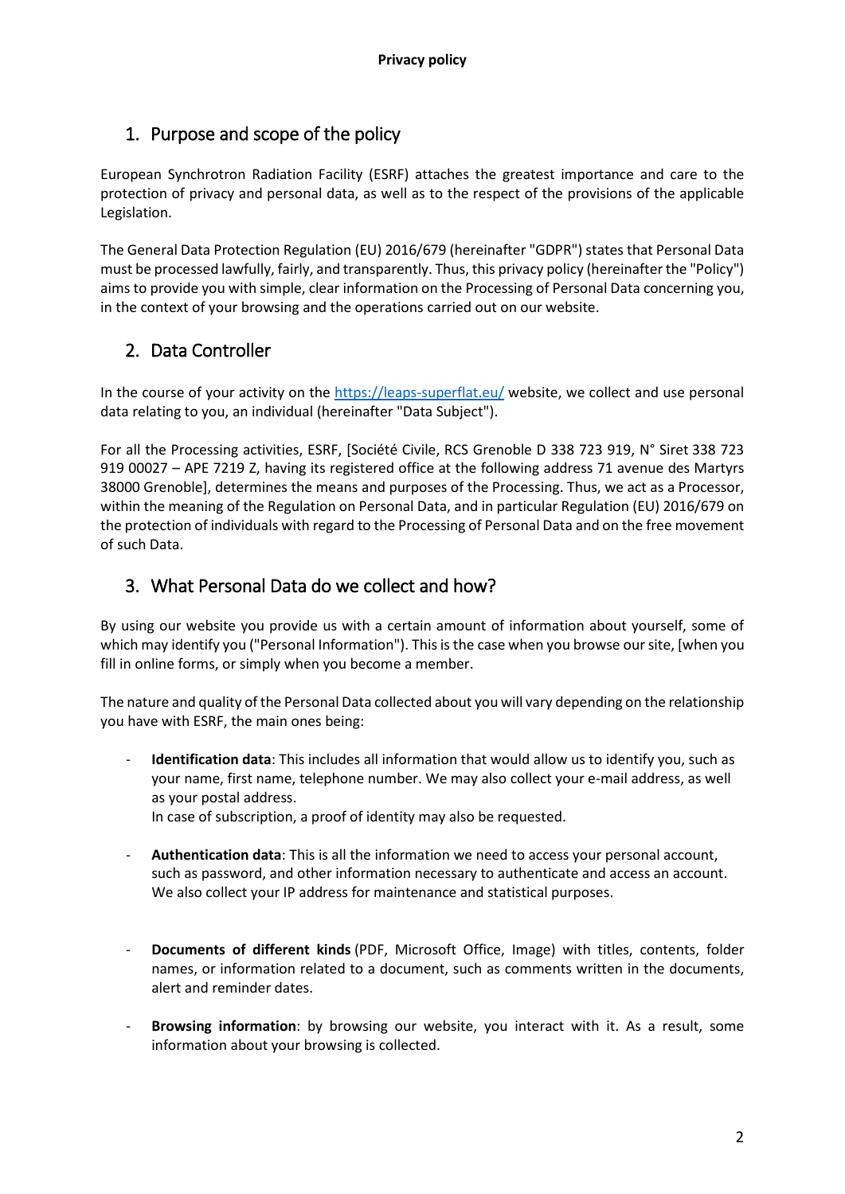**Privacy policy**

## 1. Purpose and scope of the policy

European Synchrotron Radiation Facility (ESRF) attaches the greatest importance and care to the protection of privacy and personal data, as well as to the respect of the provisions of the applicable Legislation.

The General Data Protection Regulation (EU) 2016/679 (hereinafter "GDPR") states that Personal Data must be processed lawfully, fairly, and transparently. Thus, this privacy policy (hereinafter the "Policy") aims to provide you with simple, clear information on the Processing of Personal Data concerning you, in the context of your browsing and the operations carried out on our website.

## 2. Data Controller

In the course of your activity on the https://leaps-superflat.eu/ website, we collect and use personal data relating to you, an individual (hereinafter "Data Subject").

For all the Processing activities, ESRF, [Société Civile, RCS Grenoble D 338 723 919, N° Siret 338 723 919 00027 – APE 7219 Z, having its registered office at the following address 71 avenue des Martyrs 38000 Grenoble], determines the means and purposes of the Processing. Thus, we act as a Processor, within the meaning of the Regulation on Personal Data, and in particular Regulation (EU) 2016/679 on the protection of individuals with regard to the Processing of Personal Data and on the free movement of such Data.

## 3. What Personal Data do we collect and how?

By using our website you provide us with a certain amount of information about yourself, some of which may identify you ("Personal Information"). This is the case when you browse our site, [when you fill in online forms, or simply when you become a member.

The nature and quality of the Personal Data collected about you will vary depending on the relationship you have with ESRF, the main ones being:

- **Identification data**: This includes all information that would allow us to identify you, such as your name, first name, telephone number. We may also collect your e-mail address, as well as your postal address.
  In case of subscription, a proof of identity may also be requested.

- **Authentication data**: This is all the information we need to access your personal account, such as password, and other information necessary to authenticate and access an account. We also collect your IP address for maintenance and statistical purposes.

- **Documents of different kinds** (PDF, Microsoft Office, Image) with titles, contents, folder names, or information related to a document, such as comments written in the documents, alert and reminder dates.

- **Browsing information**: by browsing our website, you interact with it. As a result, some information about your browsing is collected.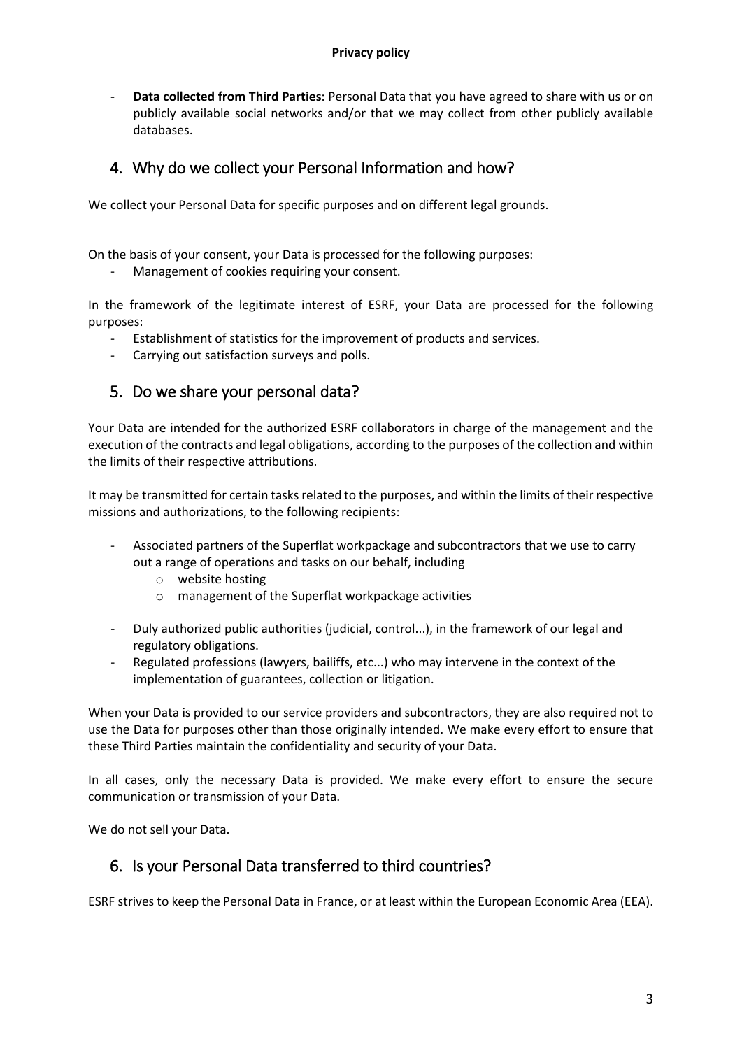- **Data collected from Third Parties**: Personal Data that you have agreed to share with us or on publicly available social networks and/or that we may collect from other publicly available databases.

## 4. Why do we collect your Personal Information and how?

We collect your Personal Data for specific purposes and on different legal grounds.

On the basis of your consent, your Data is processed for the following purposes:

- Management of cookies requiring your consent.

In the framework of the legitimate interest of ESRF, your Data are processed for the following purposes:

- Establishment of statistics for the improvement of products and services.
- Carrying out satisfaction surveys and polls.

## 5. Do we share your personal data?

Your Data are intended for the authorized ESRF collaborators in charge of the management and the execution of the contracts and legal obligations, according to the purposes of the collection and within the limits of their respective attributions.

It may be transmitted for certain tasks related to the purposes, and within the limits of their respective missions and authorizations, to the following recipients:

- Associated partners of the Superflat workpackage and subcontractors that we use to carry out a range of operations and tasks on our behalf, including
  - website hosting
  - management of the Superflat workpackage activities
- Duly authorized public authorities (judicial, control...), in the framework of our legal and regulatory obligations.
- Regulated professions (lawyers, bailiffs, etc...) who may intervene in the context of the implementation of guarantees, collection or litigation.

When your Data is provided to our service providers and subcontractors, they are also required not to use the Data for purposes other than those originally intended. We make every effort to ensure that these Third Parties maintain the confidentiality and security of your Data.

In all cases, only the necessary Data is provided. We make every effort to ensure the secure communication or transmission of your Data.

We do not sell your Data.

## 6. Is your Personal Data transferred to third countries?

ESRF strives to keep the Personal Data in France, or at least within the European Economic Area (EEA).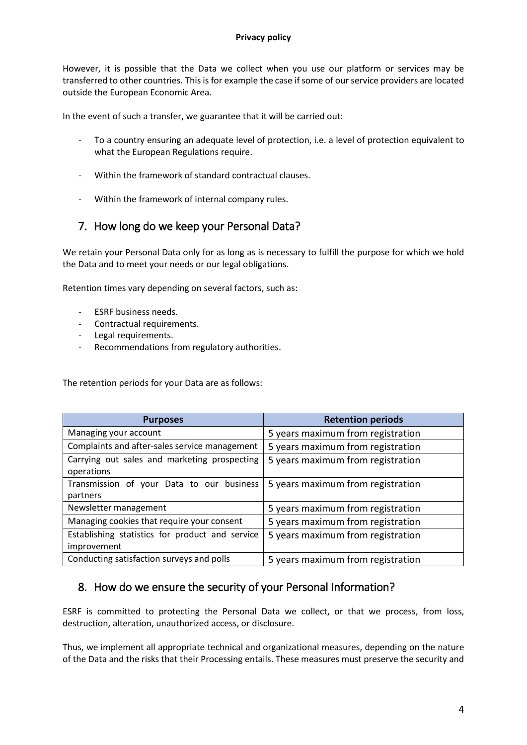However, it is possible that the Data we collect when you use our platform or services may be transferred to other countries. This is for example the case if some of our service providers are located outside the European Economic Area.

In the event of such a transfer, we guarantee that it will be carried out:

- To a country ensuring an adequate level of protection, i.e. a level of protection equivalent to what the European Regulations require.
- Within the framework of standard contractual clauses.
- Within the framework of internal company rules.

## 7. How long do we keep your Personal Data?

We retain your Personal Data only for as long as is necessary to fulfill the purpose for which we hold the Data and to meet your needs or our legal obligations.

Retention times vary depending on several factors, such as:

- ESRF business needs.
- Contractual requirements.
- Legal requirements.
- Recommendations from regulatory authorities.

The retention periods for your Data are as follows:

| Purposes | Retention periods |
|---|---|
| Managing your account | 5 years maximum from registration |
| Complaints and after-sales service management | 5 years maximum from registration |
| Carrying out sales and marketing prospecting operations | 5 years maximum from registration |
| Transmission of your Data to our business partners | 5 years maximum from registration |
| Newsletter management | 5 years maximum from registration |
| Managing cookies that require your consent | 5 years maximum from registration |
| Establishing statistics for product and service improvement | 5 years maximum from registration |
| Conducting satisfaction surveys and polls | 5 years maximum from registration |

## 8. How do we ensure the security of your Personal Information?

ESRF is committed to protecting the Personal Data we collect, or that we process, from loss, destruction, alteration, unauthorized access, or disclosure.

Thus, we implement all appropriate technical and organizational measures, depending on the nature of the Data and the risks that their Processing entails. These measures must preserve the security and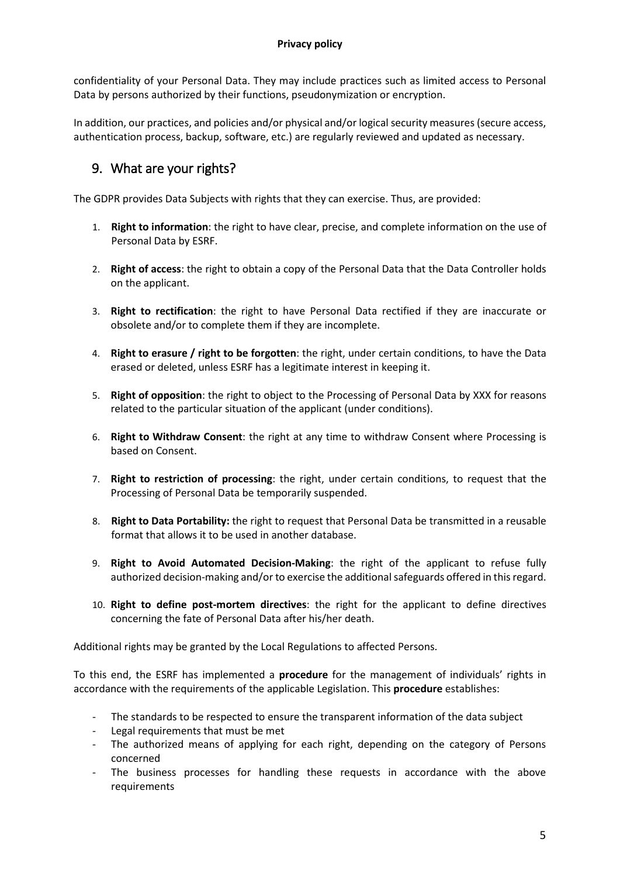confidentiality of your Personal Data. They may include practices such as limited access to Personal Data by persons authorized by their functions, pseudonymization or encryption.

In addition, our practices, and policies and/or physical and/or logical security measures (secure access, authentication process, backup, software, etc.) are regularly reviewed and updated as necessary.

## 9. What are your rights?

The GDPR provides Data Subjects with rights that they can exercise. Thus, are provided:

1. **Right to information**: the right to have clear, precise, and complete information on the use of Personal Data by ESRF.
2. **Right of access**: the right to obtain a copy of the Personal Data that the Data Controller holds on the applicant.
3. **Right to rectification**: the right to have Personal Data rectified if they are inaccurate or obsolete and/or to complete them if they are incomplete.
4. **Right to erasure / right to be forgotten**: the right, under certain conditions, to have the Data erased or deleted, unless ESRF has a legitimate interest in keeping it.
5. **Right of opposition**: the right to object to the Processing of Personal Data by XXX for reasons related to the particular situation of the applicant (under conditions).
6. **Right to Withdraw Consent**: the right at any time to withdraw Consent where Processing is based on Consent.
7. **Right to restriction of processing**: the right, under certain conditions, to request that the Processing of Personal Data be temporarily suspended.
8. **Right to Data Portability:** the right to request that Personal Data be transmitted in a reusable format that allows it to be used in another database.
9. **Right to Avoid Automated Decision-Making**: the right of the applicant to refuse fully authorized decision-making and/or to exercise the additional safeguards offered in this regard.
10. **Right to define post-mortem directives**: the right for the applicant to define directives concerning the fate of Personal Data after his/her death.

Additional rights may be granted by the Local Regulations to affected Persons.

To this end, the ESRF has implemented a **procedure** for the management of individuals' rights in accordance with the requirements of the applicable Legislation. This **procedure** establishes:

- The standards to be respected to ensure the transparent information of the data subject
- Legal requirements that must be met
- The authorized means of applying for each right, depending on the category of Persons concerned
- The business processes for handling these requests in accordance with the above requirements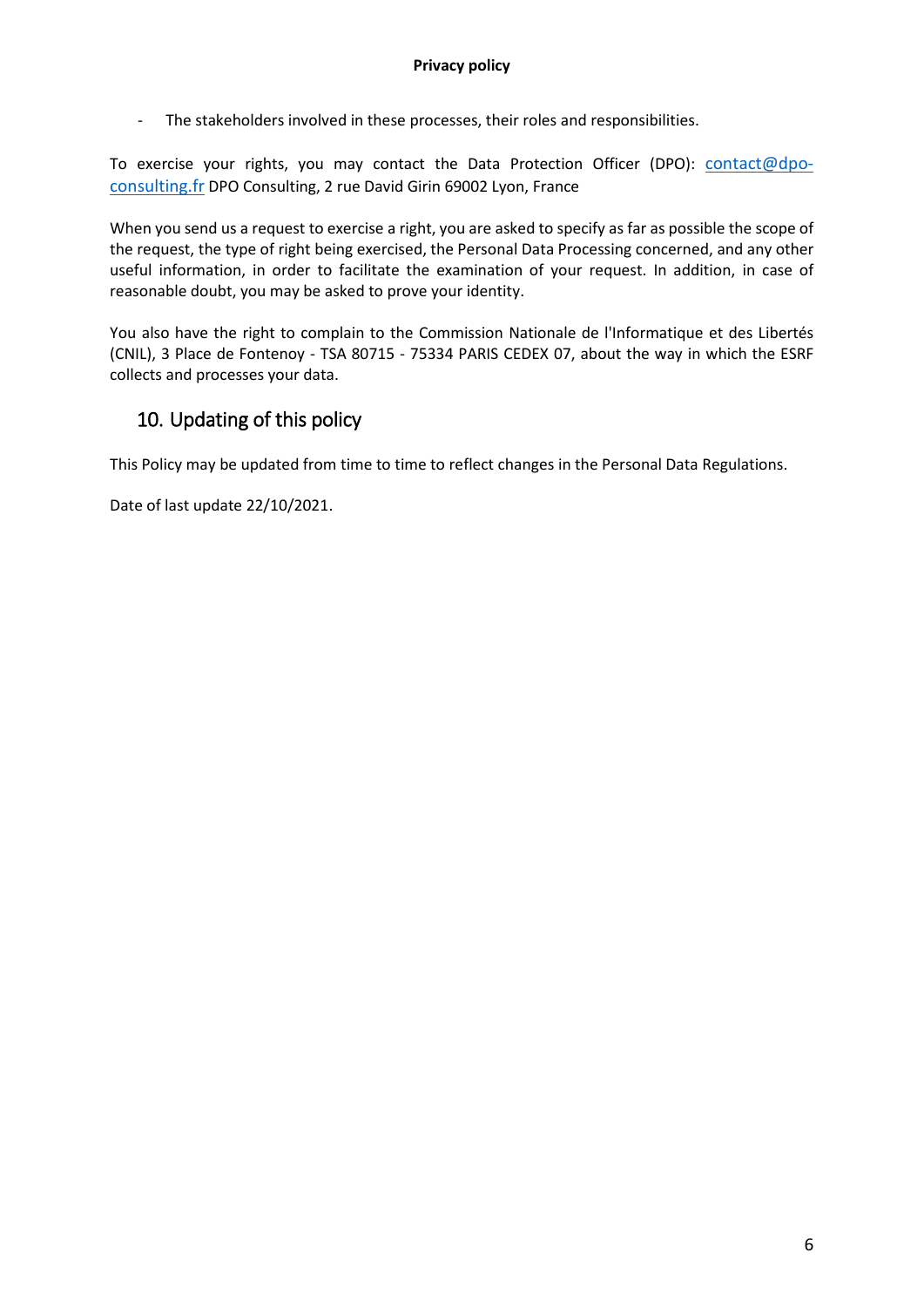- The stakeholders involved in these processes, their roles and responsibilities.

To exercise your rights, you may contact the Data Protection Officer (DPO): contact@dpo-consulting.fr DPO Consulting, 2 rue David Girin 69002 Lyon, France

When you send us a request to exercise a right, you are asked to specify as far as possible the scope of the request, the type of right being exercised, the Personal Data Processing concerned, and any other useful information, in order to facilitate the examination of your request. In addition, in case of reasonable doubt, you may be asked to prove your identity.

You also have the right to complain to the Commission Nationale de l'Informatique et des Libertés (CNIL), 3 Place de Fontenoy - TSA 80715 - 75334 PARIS CEDEX 07, about the way in which the ESRF collects and processes your data.

## 10. Updating of this policy

This Policy may be updated from time to time to reflect changes in the Personal Data Regulations.

Date of last update 22/10/2021.